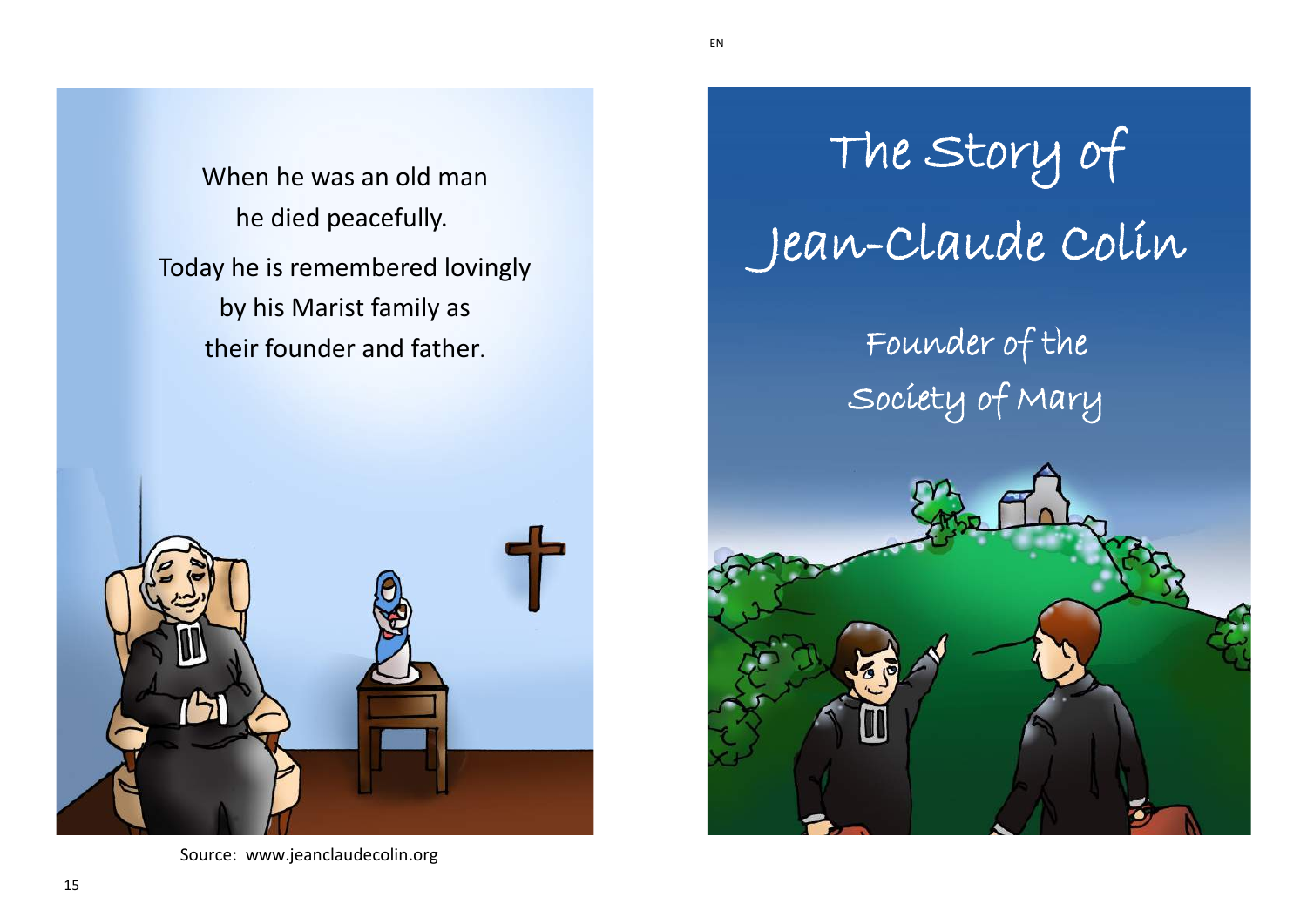When he was an old man
he died peacefully.

Today he is remembered lovingly
by his Marist family as
their founder and father.

Source: www.jeanclaudecolin.org

# The Story of Jean-Claude Colin

## Founder of the Society of Mary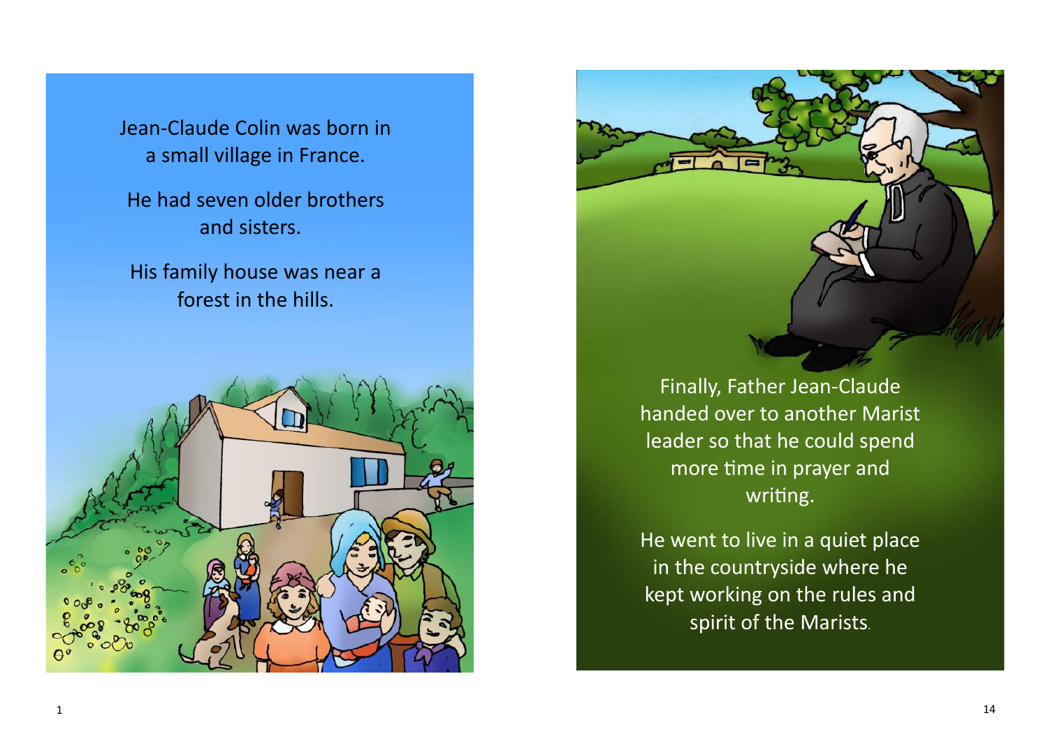Jean-Claude Colin was born in a small village in France.

He had seven older brothers and sisters.

His family house was near a forest in the hills.

Finally, Father Jean-Claude handed over to another Marist leader so that he could spend more time in prayer and writing.

He went to live in a quiet place in the countryside where he kept working on the rules and spirit of the Marists.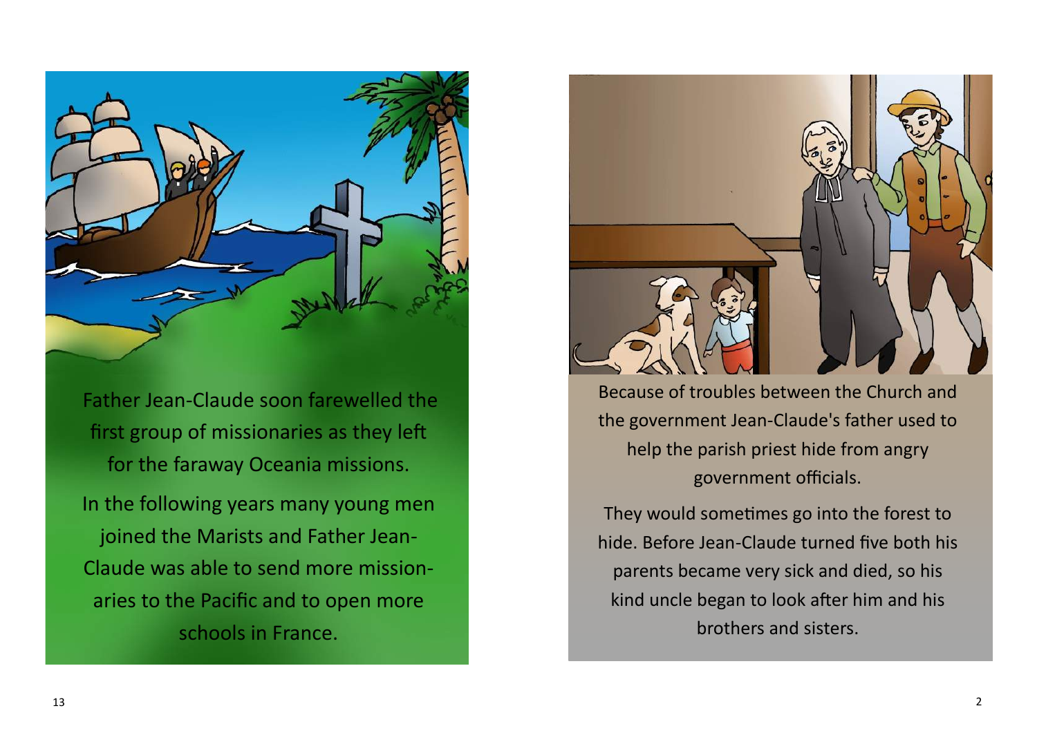Father Jean-Claude soon farewelled the first group of missionaries as they left for the faraway Oceania missions.

In the following years many young men joined the Marists and Father Jean-Claude was able to send more missionaries to the Pacific and to open more schools in France.

Because of troubles between the Church and the government Jean-Claude's father used to help the parish priest hide from angry government officials.

They would sometimes go into the forest to hide. Before Jean-Claude turned five both his parents became very sick and died, so his kind uncle began to look after him and his brothers and sisters.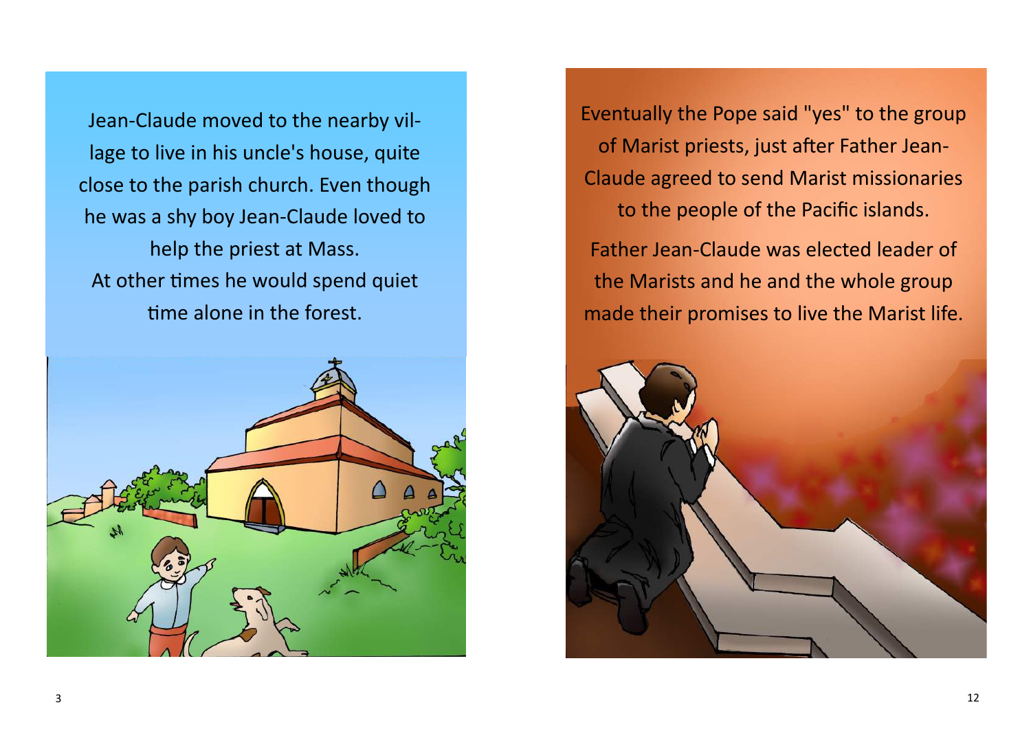Jean-Claude moved to the nearby village to live in his uncle's house, quite close to the parish church. Even though he was a shy boy Jean-Claude loved to help the priest at Mass.

At other times he would spend quiet time alone in the forest.

Eventually the Pope said "yes" to the group of Marist priests, just after Father Jean-Claude agreed to send Marist missionaries to the people of the Pacific islands.

Father Jean-Claude was elected leader of the Marists and he and the whole group made their promises to live the Marist life.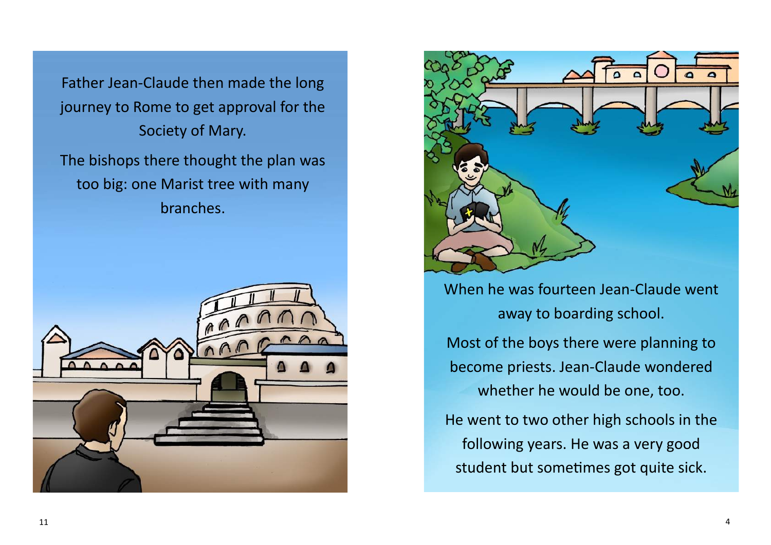Father Jean-Claude then made the long journey to Rome to get approval for the Society of Mary.

The bishops there thought the plan was too big: one Marist tree with many branches.

When he was fourteen Jean-Claude went away to boarding school.

Most of the boys there were planning to become priests. Jean-Claude wondered whether he would be one, too.

He went to two other high schools in the following years. He was a very good student but sometimes got quite sick.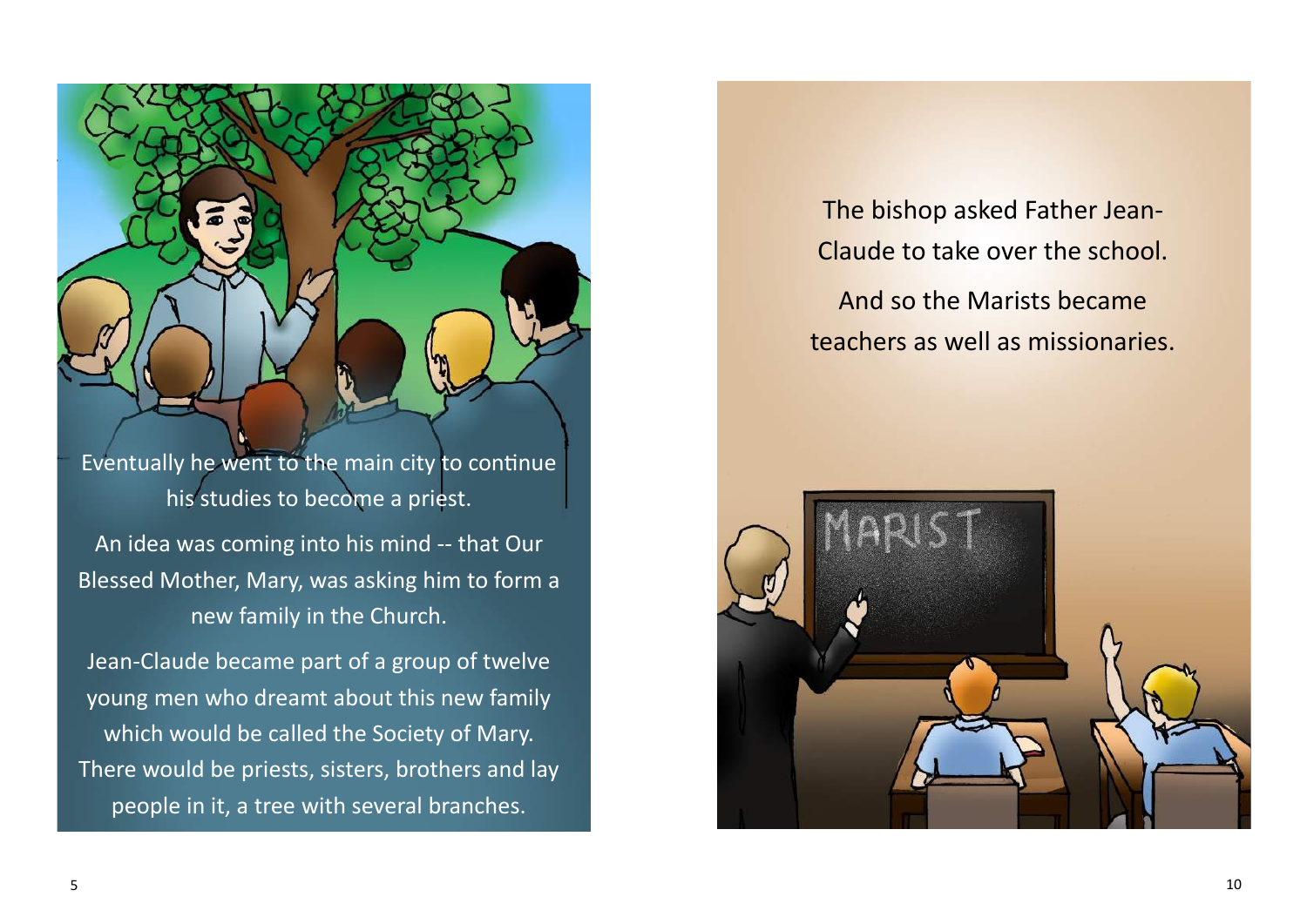Eventually he went to the main city to continue his studies to become a priest.

An idea was coming into his mind -- that Our Blessed Mother, Mary, was asking him to form a new family in the Church.

Jean-Claude became part of a group of twelve young men who dreamt about this new family which would be called the Society of Mary. There would be priests, sisters, brothers and lay people in it, a tree with several branches.

The bishop asked Father Jean-Claude to take over the school.

And so the Marists became teachers as well as missionaries.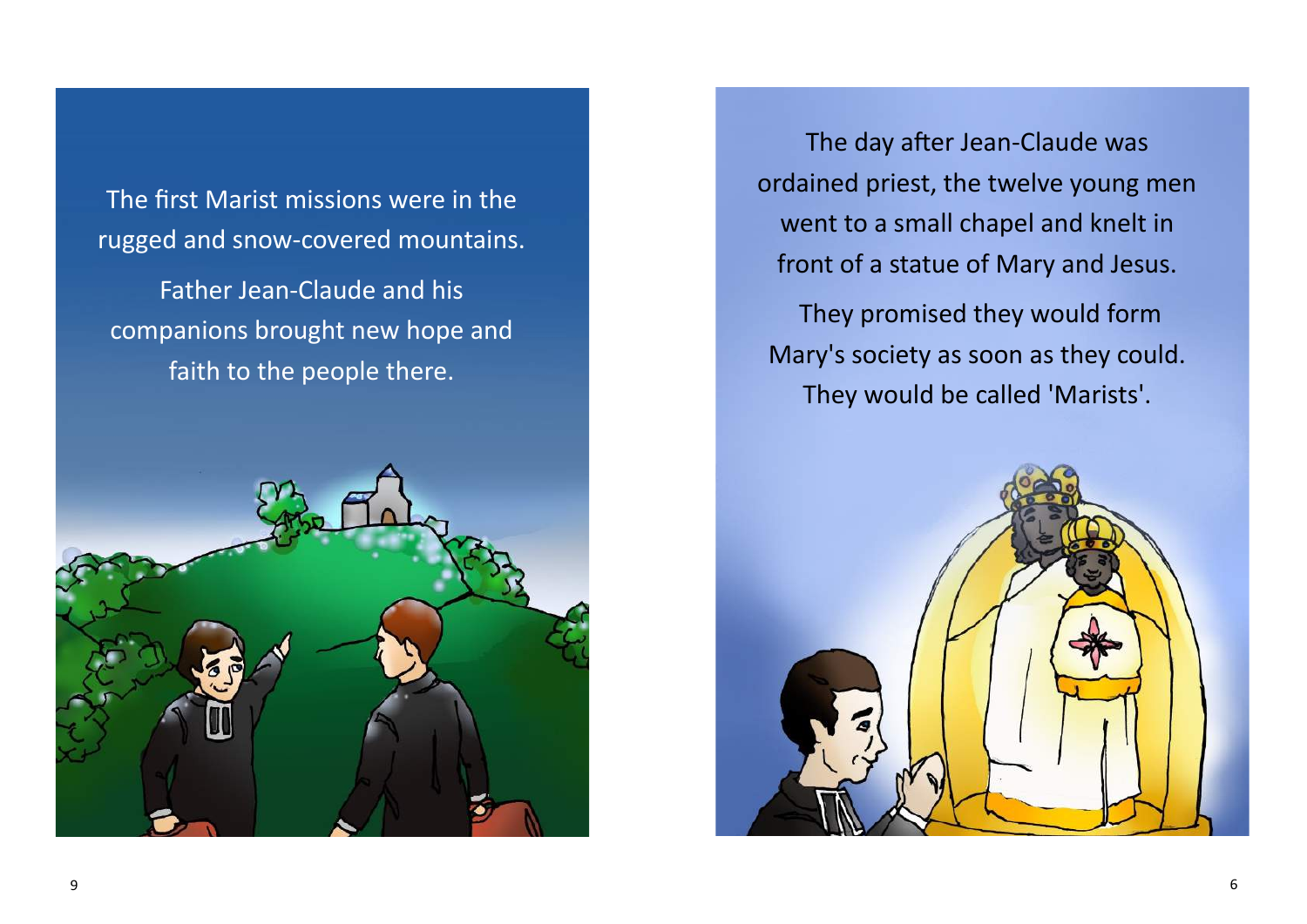The first Marist missions were in the rugged and snow-covered mountains.

Father Jean-Claude and his companions brought new hope and faith to the people there.

The day after Jean-Claude was ordained priest, the twelve young men went to a small chapel and knelt in front of a statue of Mary and Jesus.

They promised they would form Mary's society as soon as they could. They would be called 'Marists'.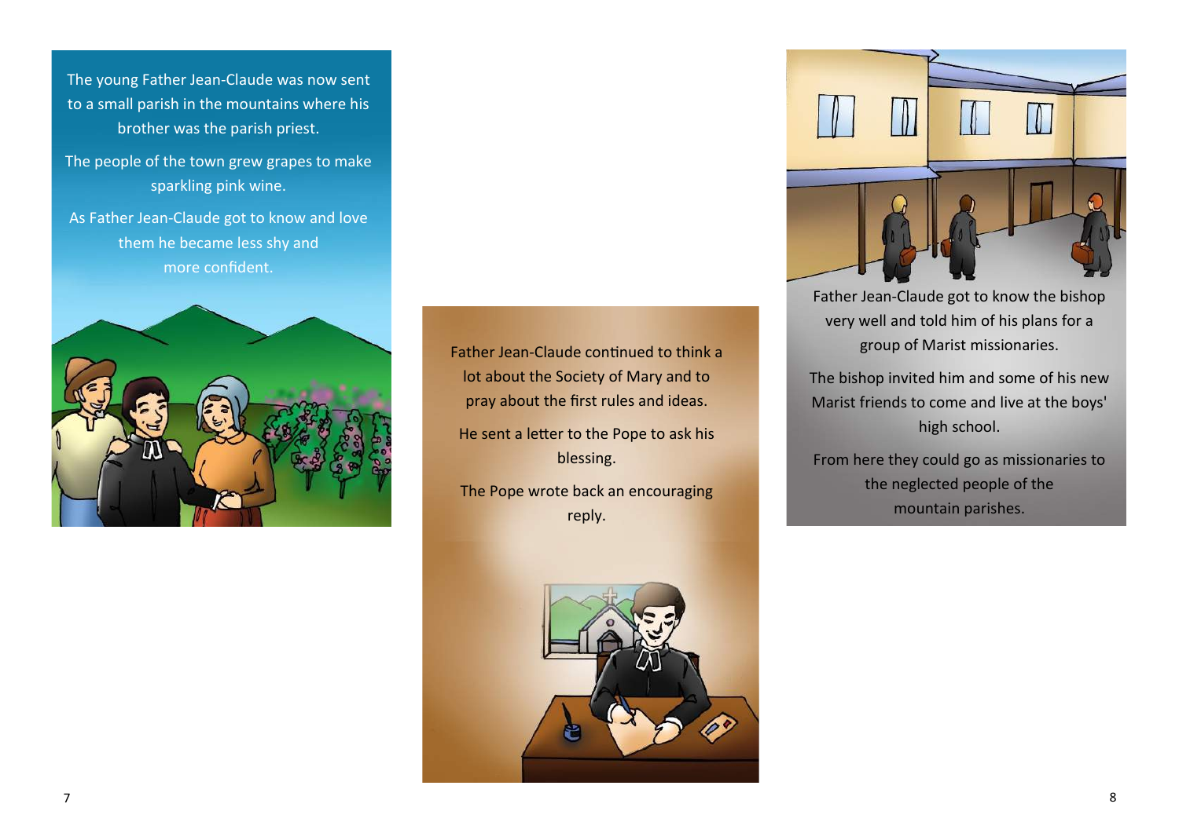The young Father Jean-Claude was now sent to a small parish in the mountains where his brother was the parish priest.

The people of the town grew grapes to make sparkling pink wine.

As Father Jean-Claude got to know and love them he became less shy and more confident.

Father Jean-Claude continued to think a lot about the Society of Mary and to pray about the first rules and ideas.

He sent a letter to the Pope to ask his blessing.

The Pope wrote back an encouraging reply.

Father Jean-Claude got to know the bishop very well and told him of his plans for a group of Marist missionaries.

The bishop invited him and some of his new Marist friends to come and live at the boys' high school.

From here they could go as missionaries to the neglected people of the mountain parishes.